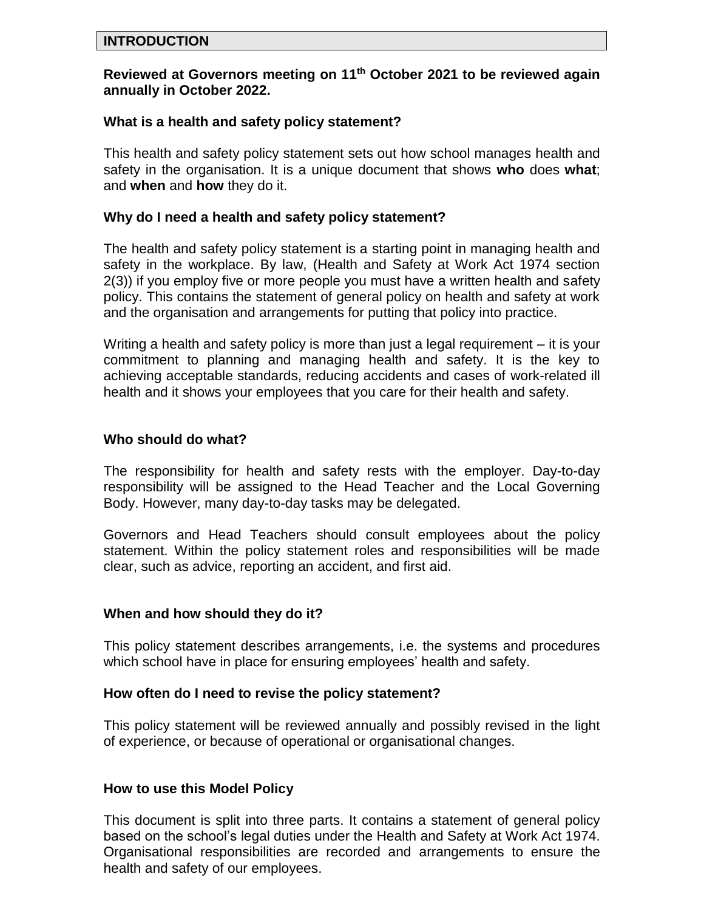## INTRODUCTION

**Reviewed at Governors meeting on 11th October 2021 to be reviewed again annually in October 2022.**

### What is a health and safety policy statement?

This health and safety policy statement sets out how school manages health and safety in the organisation. It is a unique document that shows **who** does **what**; and **when** and **how** they do it.

### Why do I need a health and safety policy statement?

The health and safety policy statement is a starting point in managing health and safety in the workplace. By law, (Health and Safety at Work Act 1974 section 2(3)) if you employ five or more people you must have a written health and safety policy. This contains the statement of general policy on health and safety at work and the organisation and arrangements for putting that policy into practice.

Writing a health and safety policy is more than just a legal requirement – it is your commitment to planning and managing health and safety. It is the key to achieving acceptable standards, reducing accidents and cases of work-related ill health and it shows your employees that you care for their health and safety.

### Who should do what?

The responsibility for health and safety rests with the employer. Day-to-day responsibility will be assigned to the Head Teacher and the Local Governing Body. However, many day-to-day tasks may be delegated.

Governors and Head Teachers should consult employees about the policy statement. Within the policy statement roles and responsibilities will be made clear, such as advice, reporting an accident, and first aid.

### When and how should they do it?

This policy statement describes arrangements, i.e. the systems and procedures which school have in place for ensuring employees' health and safety.

### How often do I need to revise the policy statement?

This policy statement will be reviewed annually and possibly revised in the light of experience, or because of operational or organisational changes.

### How to use this Model Policy

This document is split into three parts. It contains a statement of general policy based on the school's legal duties under the Health and Safety at Work Act 1974. Organisational responsibilities are recorded and arrangements to ensure the health and safety of our employees.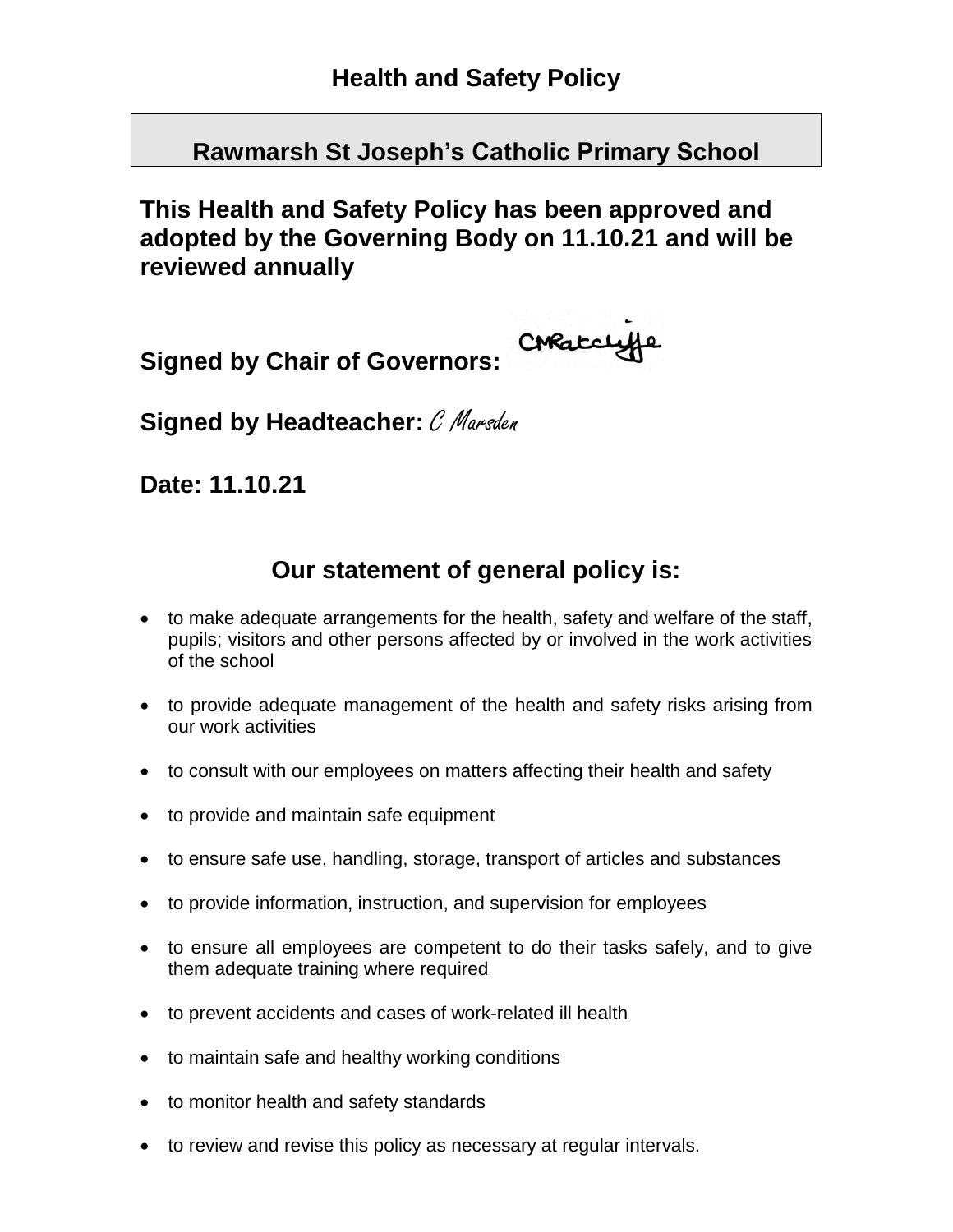# Health and Safety Policy

## Rawmarsh St Joseph's Catholic Primary School

**This Health and Safety Policy has been approved and adopted by the Governing Body on 11.10.21 and will be reviewed annually**

**Signed by Chair of Governors:** CMRatcliffe

**Signed by Headteacher:** C Marsden

**Date: 11.10.21**

## Our statement of general policy is:

- to make adequate arrangements for the health, safety and welfare of the staff, pupils; visitors and other persons affected by or involved in the work activities of the school
- to provide adequate management of the health and safety risks arising from our work activities
- to consult with our employees on matters affecting their health and safety
- to provide and maintain safe equipment
- to ensure safe use, handling, storage, transport of articles and substances
- to provide information, instruction, and supervision for employees
- to ensure all employees are competent to do their tasks safely, and to give them adequate training where required
- to prevent accidents and cases of work-related ill health
- to maintain safe and healthy working conditions
- to monitor health and safety standards
- to review and revise this policy as necessary at regular intervals.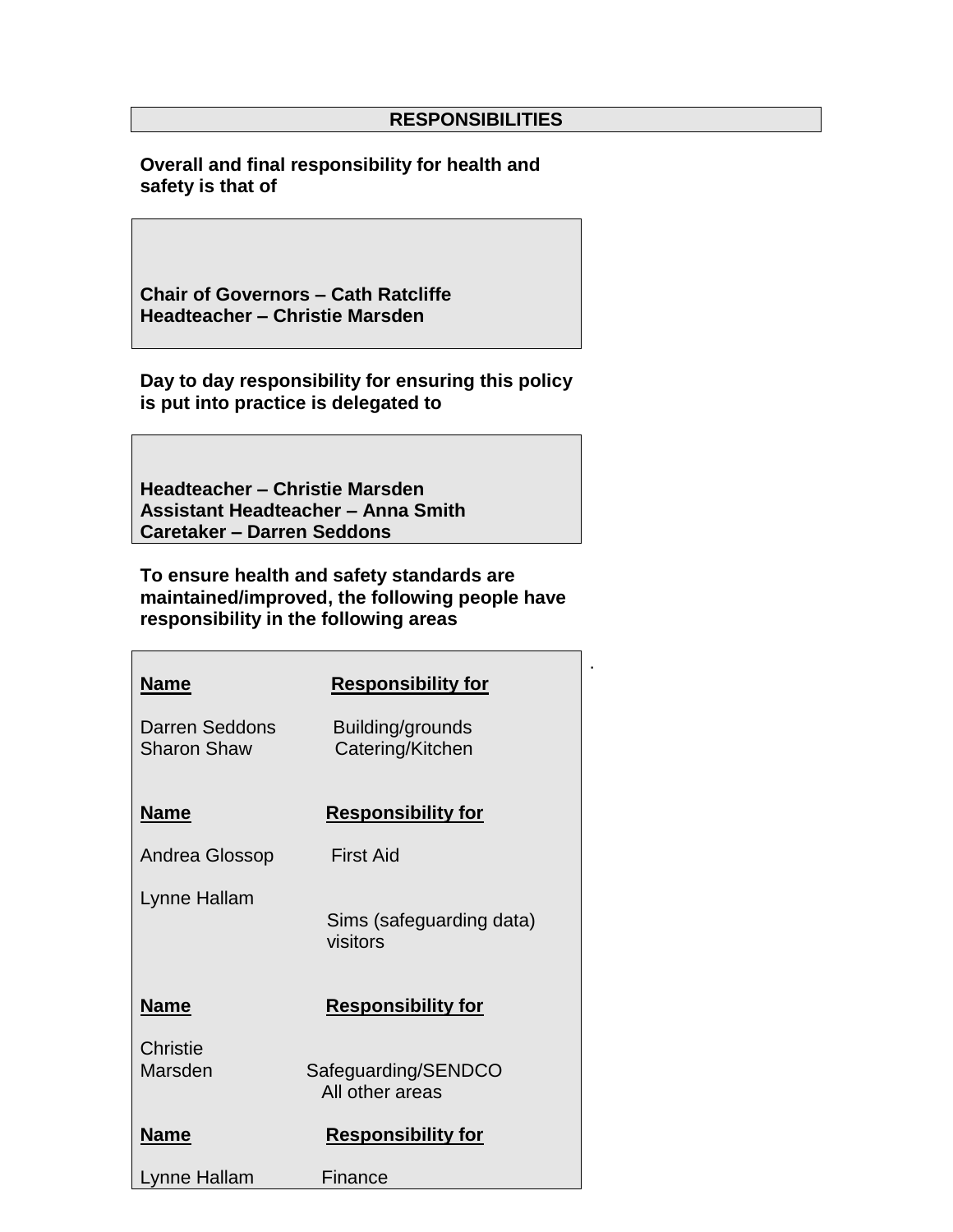## RESPONSIBILITIES

**Overall and final responsibility for health and safety is that of**

**Chair of Governors – Cath Ratcliffe**
**Headteacher – Christie Marsden**

**Day to day responsibility for ensuring this policy is put into practice is delegated to**

**Headteacher – Christie Marsden**
**Assistant Headteacher – Anna Smith**
**Caretaker – Darren Seddons**

**To ensure health and safety standards are maintained/improved, the following people have responsibility in the following areas**

| Name | Responsibility for |
| --- | --- |
| Darren Seddons | Building/grounds |
| Sharon Shaw | Catering/Kitchen |

| Name | Responsibility for |
| --- | --- |
| Andrea Glossop | First Aid |
| Lynne Hallam | Sims (safeguarding data) visitors |

| Name | Responsibility for |
| --- | --- |
| Christie Marsden | Safeguarding/SENDCO All other areas |

| Name | Responsibility for |
| --- | --- |
| Lynne Hallam | Finance |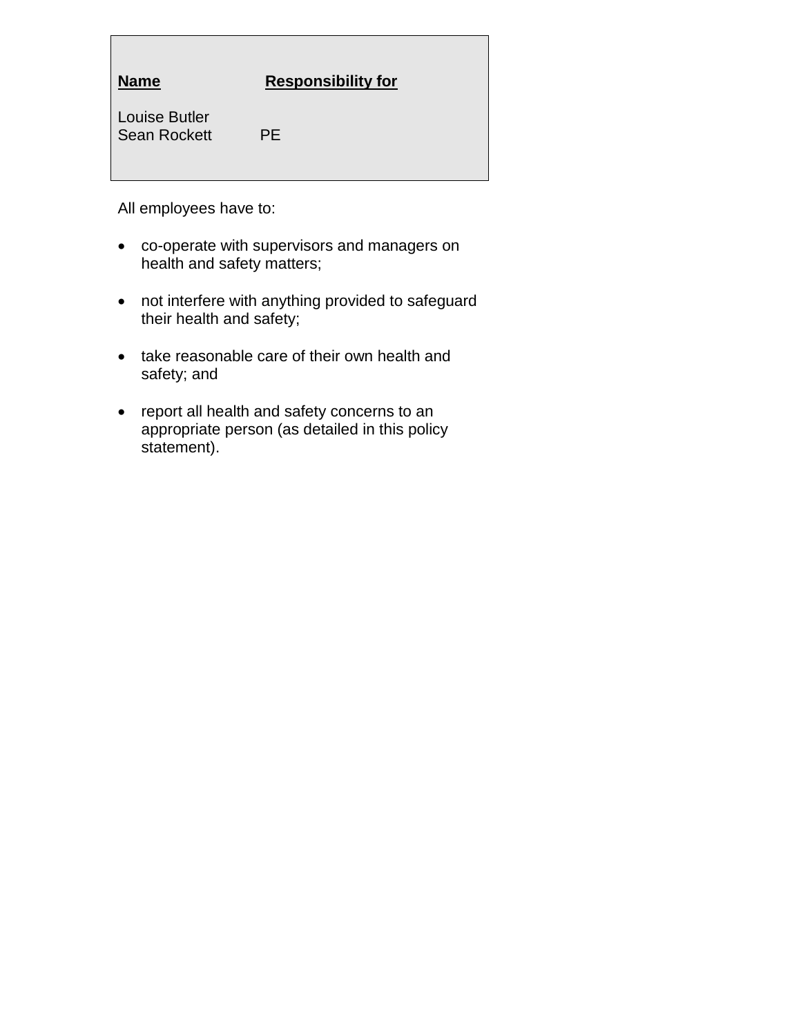| Name | Responsibility for |
| --- | --- |
| Louise Butler | |
| Sean Rockett | PE |

All employees have to:

- co-operate with supervisors and managers on health and safety matters;
- not interfere with anything provided to safeguard their health and safety;
- take reasonable care of their own health and safety; and
- report all health and safety concerns to an appropriate person (as detailed in this policy statement).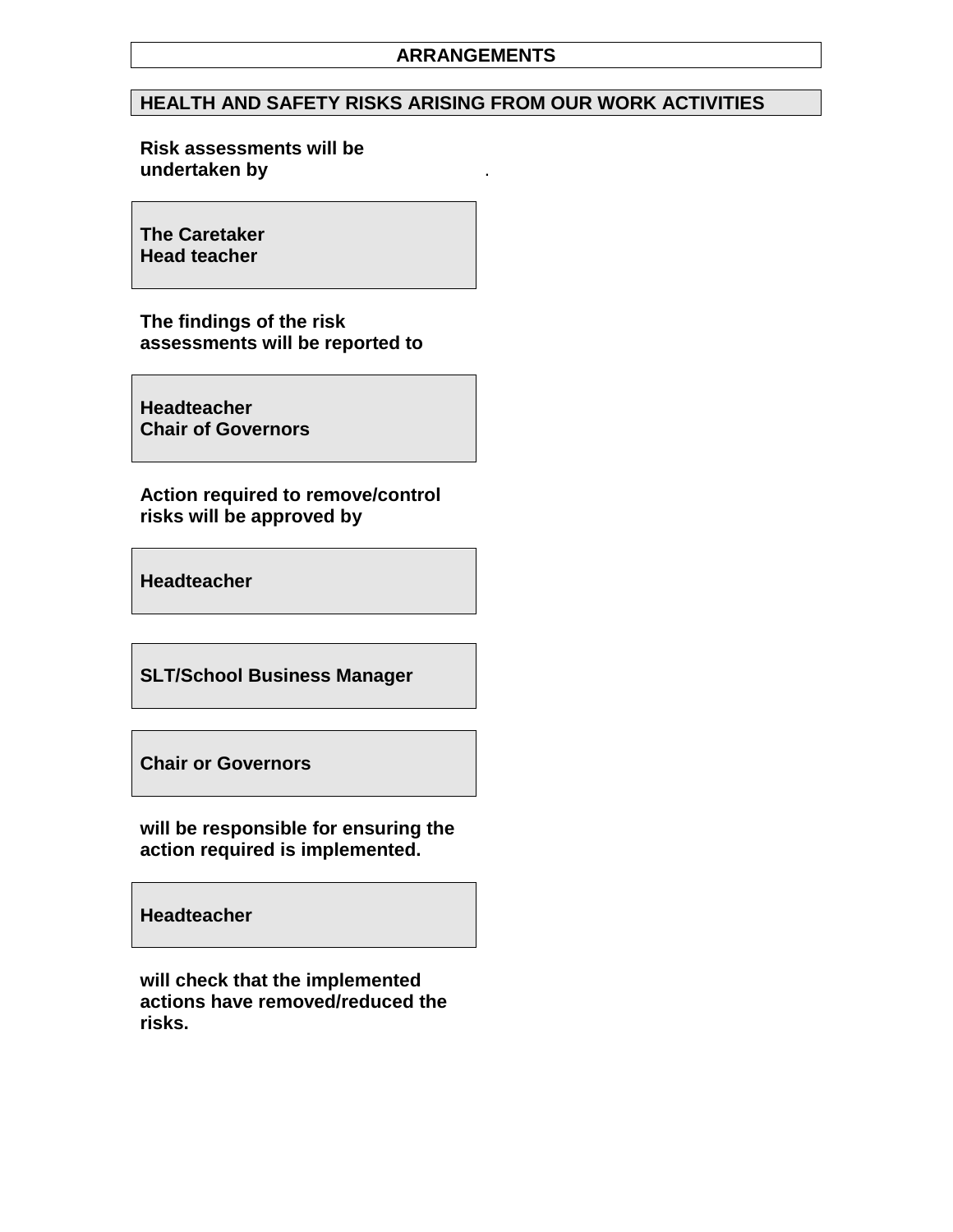## ARRANGEMENTS

## HEALTH AND SAFETY RISKS ARISING FROM OUR WORK ACTIVITIES

**Risk assessments will be undertaken by** .

**The Caretaker**
**Head teacher**

**The findings of the risk assessments will be reported to**

**Headteacher**
**Chair of Governors**

**Action required to remove/control risks will be approved by**

**Headteacher**

**SLT/School Business Manager**

**Chair or Governors**

**will be responsible for ensuring the action required is implemented.**

**Headteacher**

**will check that the implemented actions have removed/reduced the risks.**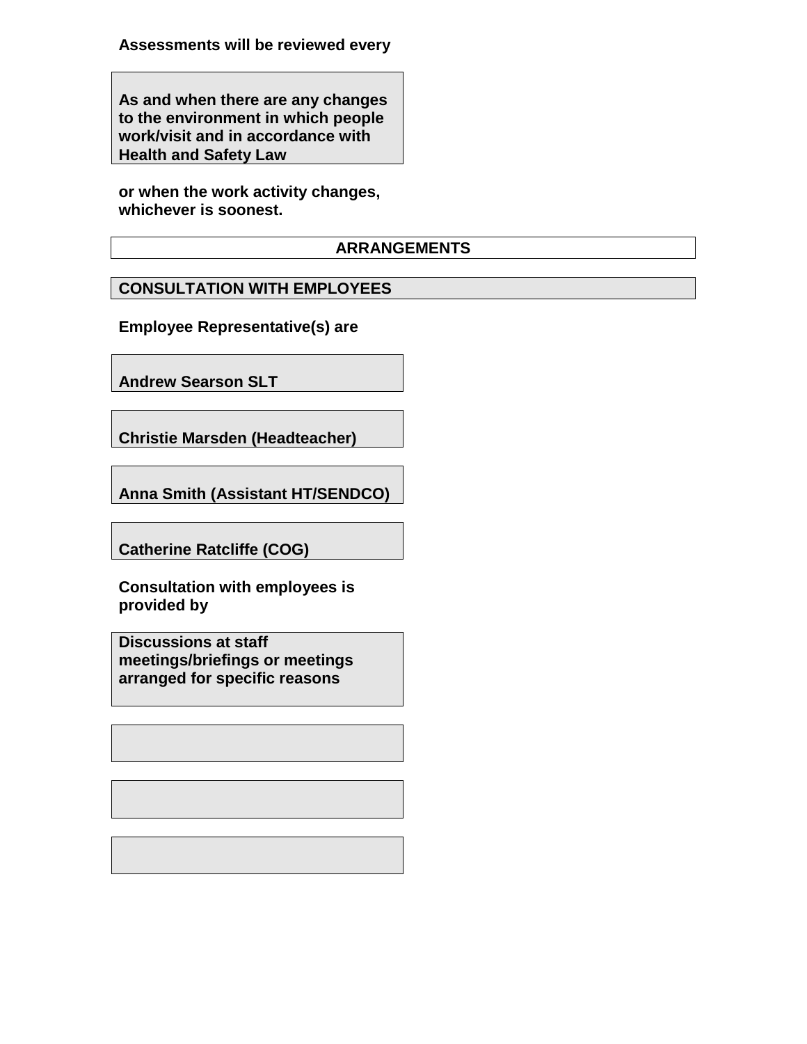**Assessments will be reviewed every**

**As and when there are any changes to the environment in which people work/visit and in accordance with Health and Safety Law**

**or when the work activity changes, whichever is soonest.**

## ARRANGEMENTS

### CONSULTATION WITH EMPLOYEES

**Employee Representative(s) are**

**Andrew Searson SLT**

**Christie Marsden (Headteacher)**

**Anna Smith (Assistant HT/SENDCO)**

**Catherine Ratcliffe (COG)**

**Consultation with employees is provided by**

**Discussions at staff meetings/briefings or meetings arranged for specific reasons**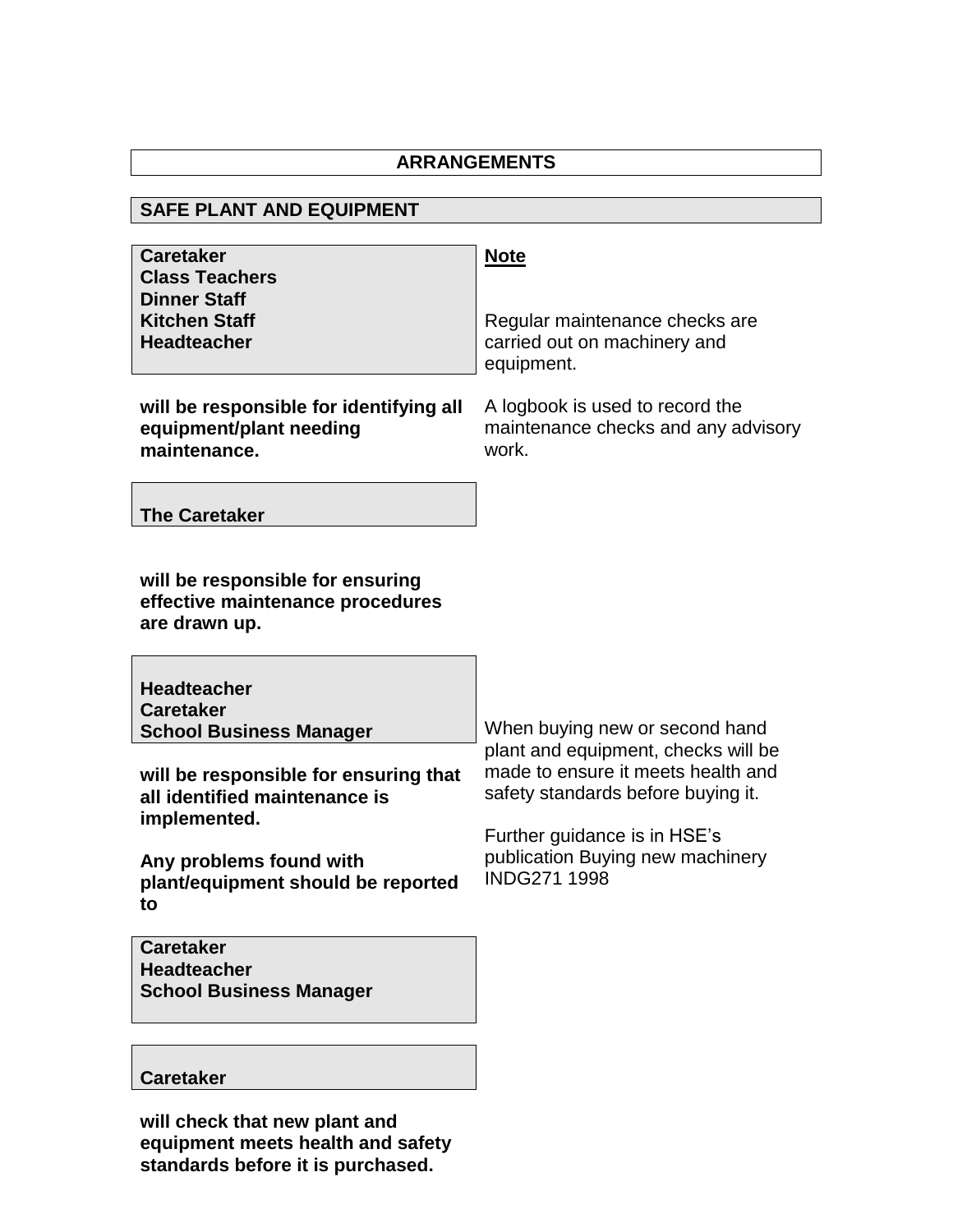# ARRANGEMENTS

## SAFE PLANT AND EQUIPMENT

**Caretaker**
**Class Teachers**
**Dinner Staff**
**Kitchen Staff**
**Headteacher**

**will be responsible for identifying all equipment/plant needing maintenance.**

**The Caretaker**

**will be responsible for ensuring effective maintenance procedures are drawn up.**

**Headteacher**
**Caretaker**
**School Business Manager**

**will be responsible for ensuring that all identified maintenance is implemented.**

**Any problems found with plant/equipment should be reported to**

**Caretaker**
**Headteacher**
**School Business Manager**

**Caretaker**

**will check that new plant and equipment meets health and safety standards before it is purchased.**

**Note**

Regular maintenance checks are carried out on machinery and equipment.

A logbook is used to record the maintenance checks and any advisory work.

When buying new or second hand plant and equipment, checks will be made to ensure it meets health and safety standards before buying it.

Further guidance is in HSE's publication Buying new machinery INDG271 1998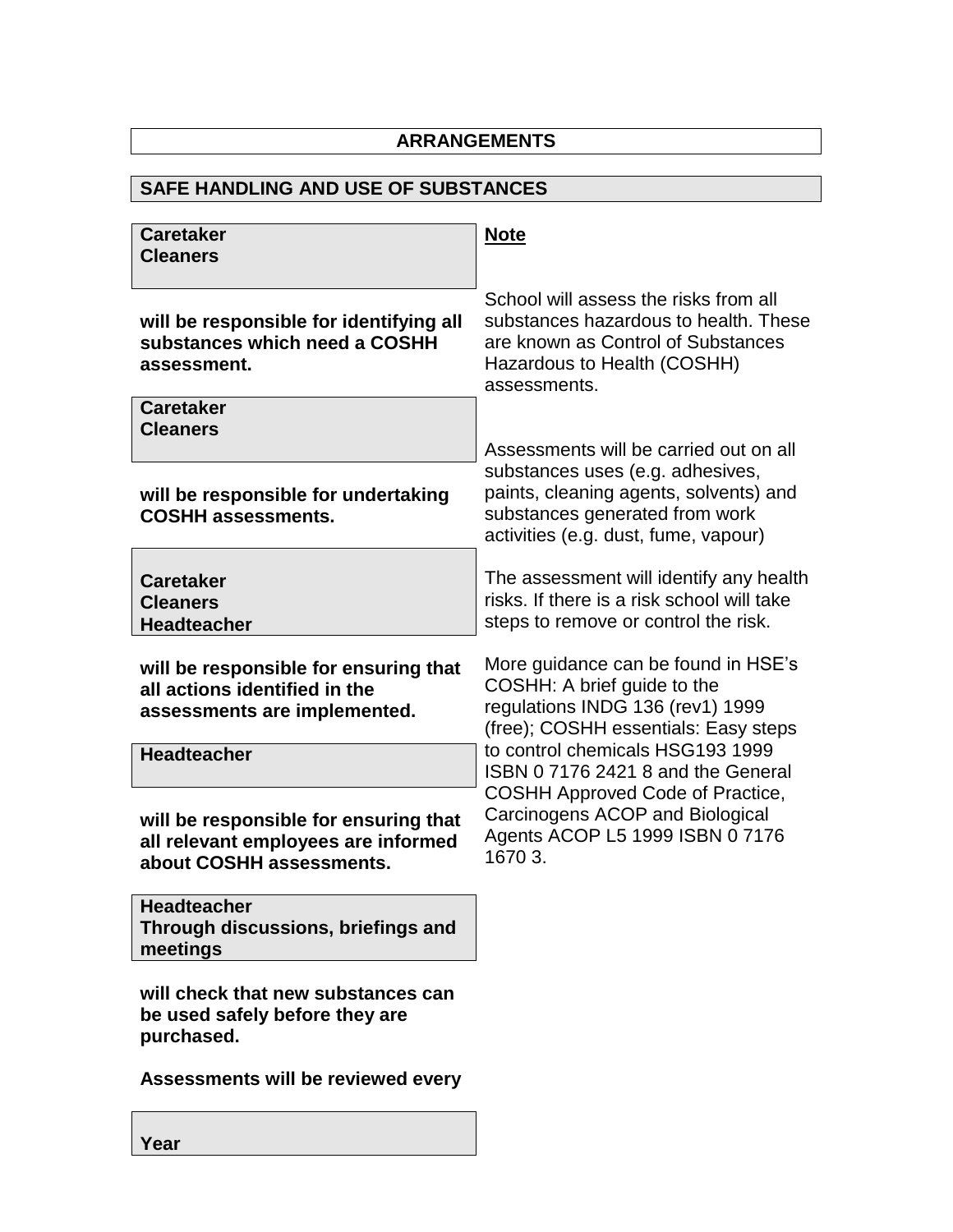## ARRANGEMENTS

### SAFE HANDLING AND USE OF SUBSTANCES

**Caretaker**
**Cleaners**

**will be responsible for identifying all substances which need a COSHH assessment.**

**Caretaker**
**Cleaners**

**will be responsible for undertaking COSHH assessments.**

**Caretaker**
**Cleaners**
**Headteacher**

**will be responsible for ensuring that all actions identified in the assessments are implemented.**

**Headteacher**

**will be responsible for ensuring that all relevant employees are informed about COSHH assessments.**

**Headteacher**
**Through discussions, briefings and meetings**

**will check that new substances can be used safely before they are purchased.**

**Assessments will be reviewed every**

**Year**

**Note**

School will assess the risks from all substances hazardous to health. These are known as Control of Substances Hazardous to Health (COSHH) assessments.

Assessments will be carried out on all substances uses (e.g. adhesives, paints, cleaning agents, solvents) and substances generated from work activities (e.g. dust, fume, vapour)

The assessment will identify any health risks. If there is a risk school will take steps to remove or control the risk.

More guidance can be found in HSE's COSHH: A brief guide to the regulations INDG 136 (rev1) 1999 (free); COSHH essentials: Easy steps to control chemicals HSG193 1999 ISBN 0 7176 2421 8 and the General COSHH Approved Code of Practice, Carcinogens ACOP and Biological Agents ACOP L5 1999 ISBN 0 7176 1670 3.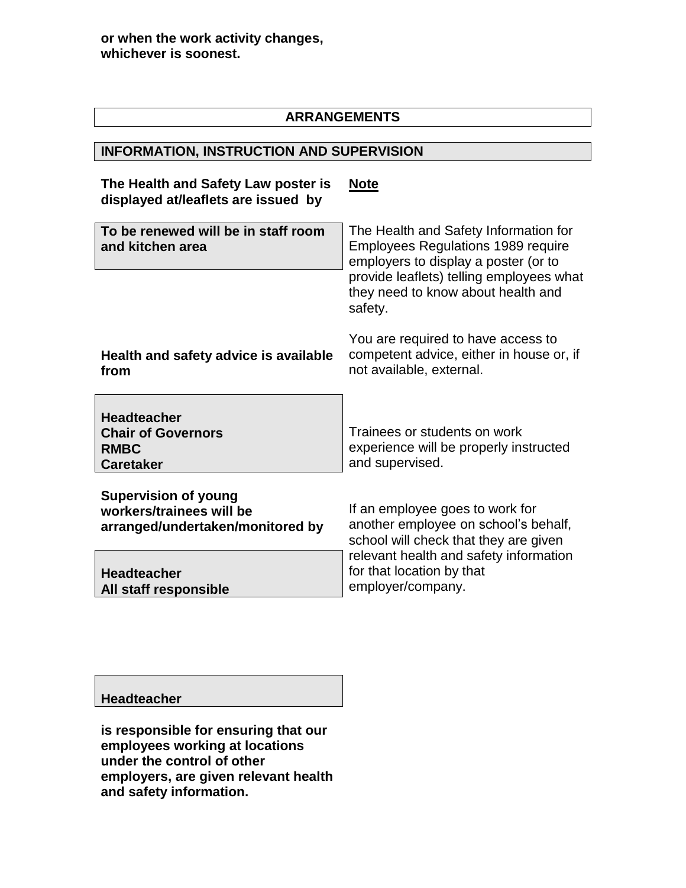**or when the work activity changes, whichever is soonest.**

## ARRANGEMENTS

### INFORMATION, INSTRUCTION AND SUPERVISION

**The Health and Safety Law poster is displayed at/leaflets are issued by**

**To be renewed will be in staff room and kitchen area**

**Health and safety advice is available from**

**Headteacher**
**Chair of Governors**
**RMBC**
**Caretaker**

**Supervision of young workers/trainees will be arranged/undertaken/monitored by**

**Headteacher**
**All staff responsible**

**Headteacher**

**is responsible for ensuring that our employees working at locations under the control of other employers, are given relevant health and safety information.**

**Note**

The Health and Safety Information for Employees Regulations 1989 require employers to display a poster (or to provide leaflets) telling employees what they need to know about health and safety.

You are required to have access to competent advice, either in house or, if not available, external.

Trainees or students on work experience will be properly instructed and supervised.

If an employee goes to work for another employee on school's behalf, school will check that they are given relevant health and safety information for that location by that employer/company.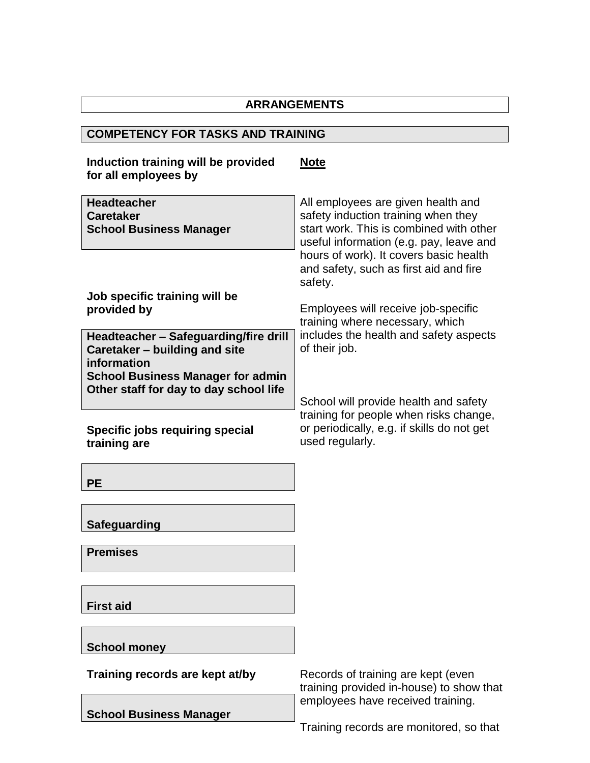## ARRANGEMENTS

### COMPETENCY FOR TASKS AND TRAINING

**Induction training will be provided for all employees by**

**Headteacher**
**Caretaker**
**School Business Manager**

**Note**

All employees are given health and safety induction training when they start work. This is combined with other useful information (e.g. pay, leave and hours of work). It covers basic health and safety, such as first aid and fire safety.

**Job specific training will be provided by**

**Headteacher – Safeguarding/fire drill**
**Caretaker – building and site information**
**School Business Manager for admin**
**Other staff for day to day school life**

Employees will receive job-specific training where necessary, which includes the health and safety aspects of their job.

School will provide health and safety training for people when risks change, or periodically, e.g. if skills do not get used regularly.

**Specific jobs requiring special training are**

**PE**

**Safeguarding**

**Premises**

**First aid**

**School money**

**Training records are kept at/by**

**School Business Manager**

Records of training are kept (even training provided in-house) to show that employees have received training.

Training records are monitored, so that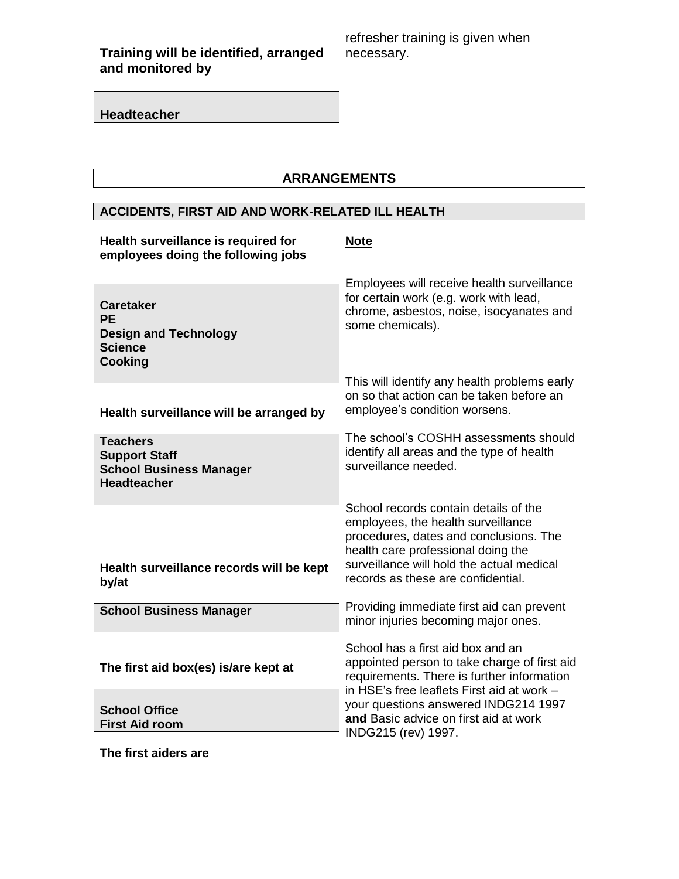**Training will be identified, arranged and monitored by**

refresher training is given when necessary.

**Headteacher**

## ARRANGEMENTS

### ACCIDENTS, FIRST AID AND WORK-RELATED ILL HEALTH

**Health surveillance is required for employees doing the following jobs**

**Caretaker**
**PE**
**Design and Technology**
**Science**
**Cooking**

**Note**

Employees will receive health surveillance for certain work (e.g. work with lead, chrome, asbestos, noise, isocyanates and some chemicals).

This will identify any health problems early on so that action can be taken before an employee's condition worsens.

**Health surveillance will be arranged by**

**Teachers**
**Support Staff**
**School Business Manager**
**Headteacher**

The school's COSHH assessments should identify all areas and the type of health surveillance needed.

School records contain details of the employees, the health surveillance procedures, dates and conclusions. The health care professional doing the surveillance will hold the actual medical records as these are confidential.

**Health surveillance records will be kept by/at**

**School Business Manager**

Providing immediate first aid can prevent minor injuries becoming major ones.

**The first aid box(es) is/are kept at**

**School Office**
**First Aid room**

School has a first aid box and an appointed person to take charge of first aid requirements. There is further information in HSE's free leaflets First aid at work – your questions answered INDG214 1997 **and** Basic advice on first aid at work INDG215 (rev) 1997.

**The first aiders are**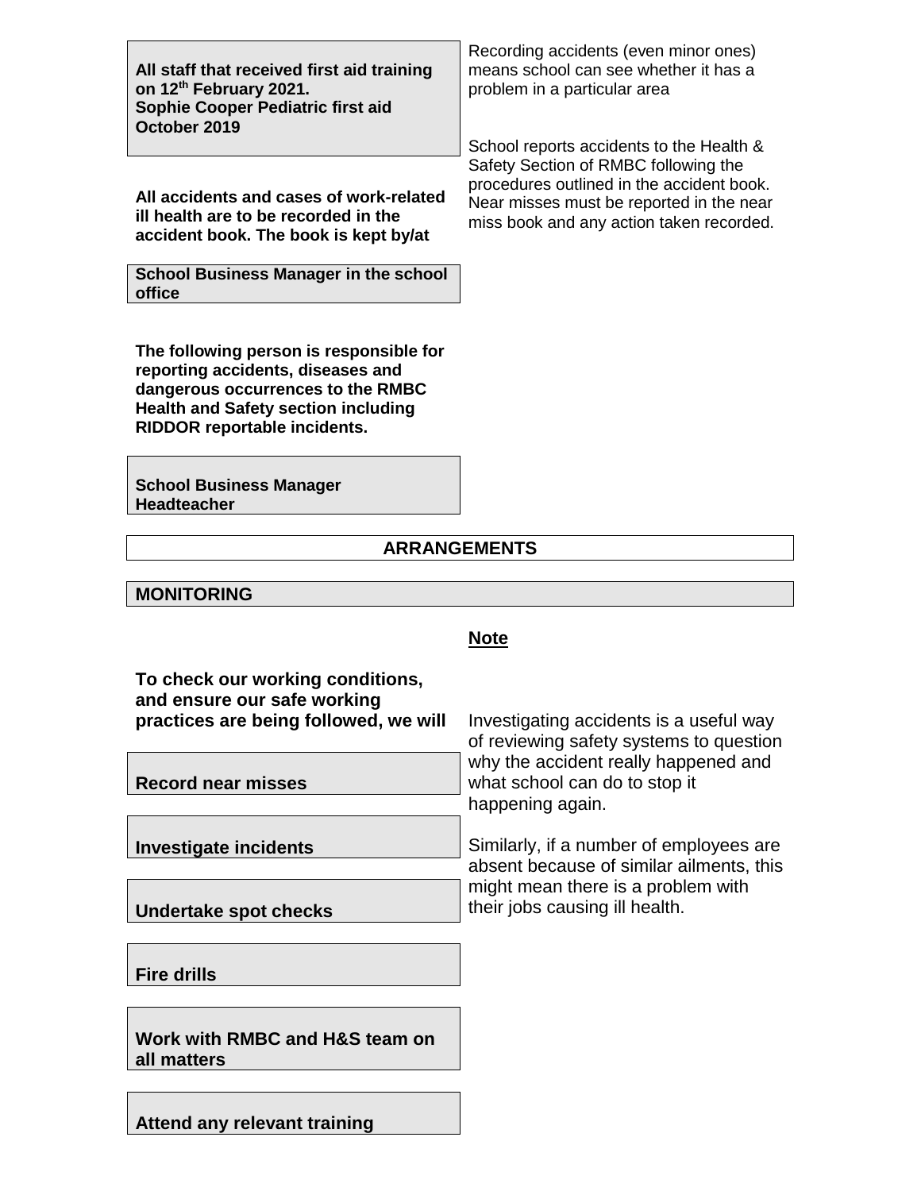**All staff that received first aid training on 12th February 2021.**
**Sophie Cooper Pediatric first aid October 2019**

Recording accidents (even minor ones) means school can see whether it has a problem in a particular area

**All accidents and cases of work-related ill health are to be recorded in the accident book. The book is kept by/at**

**School Business Manager in the school office**

School reports accidents to the Health & Safety Section of RMBC following the procedures outlined in the accident book. Near misses must be reported in the near miss book and any action taken recorded.

**The following person is responsible for reporting accidents, diseases and dangerous occurrences to the RMBC Health and Safety section including RIDDOR reportable incidents.**

**School Business Manager**
**Headteacher**

## ARRANGEMENTS

## MONITORING

**To check our working conditions, and ensure our safe working practices are being followed, we will**

- **Record near misses**
- **Investigate incidents**
- **Undertake spot checks**
- **Fire drills**
- **Work with RMBC and H&S team on all matters**
- **Attend any relevant training**

**Note**

Investigating accidents is a useful way of reviewing safety systems to question why the accident really happened and what school can do to stop it happening again.

Similarly, if a number of employees are absent because of similar ailments, this might mean there is a problem with their jobs causing ill health.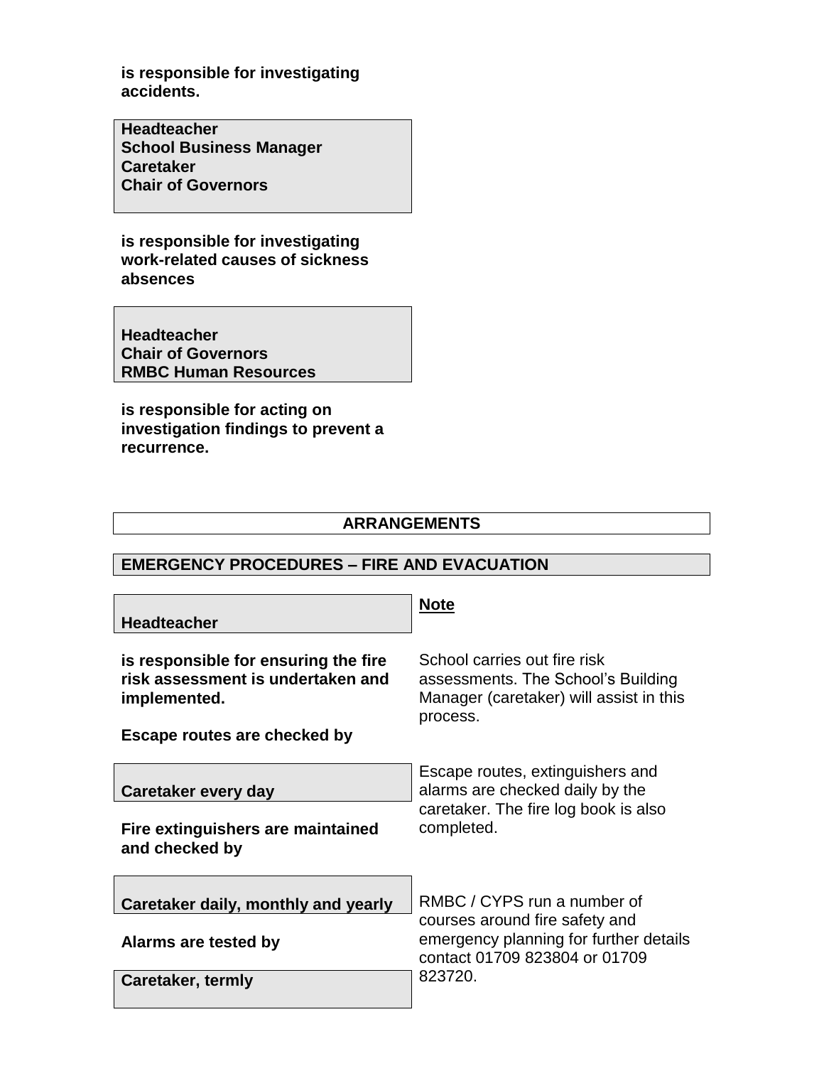**is responsible for investigating accidents.**

**Headteacher**
**School Business Manager**
**Caretaker**
**Chair of Governors**

**is responsible for investigating work-related causes of sickness absences**

**Headteacher**
**Chair of Governors**
**RMBC Human Resources**

**is responsible for acting on investigation findings to prevent a recurrence.**

## ARRANGEMENTS

### EMERGENCY PROCEDURES – FIRE AND EVACUATION

| | **Note** |
|---|---|
| **Headteacher** | |
| **is responsible for ensuring the fire risk assessment is undertaken and implemented.** | School carries out fire risk assessments. The School's Building Manager (caretaker) will assist in this process. |
| **Escape routes are checked by** | |
| **Caretaker every day** | Escape routes, extinguishers and alarms are checked daily by the caretaker. The fire log book is also completed. |
| **Fire extinguishers are maintained and checked by** | |
| **Caretaker daily, monthly and yearly** | RMBC / CYPS run a number of courses around fire safety and emergency planning for further details contact 01709 823804 or 01709 823720. |
| **Alarms are tested by** | |
| **Caretaker, termly** | |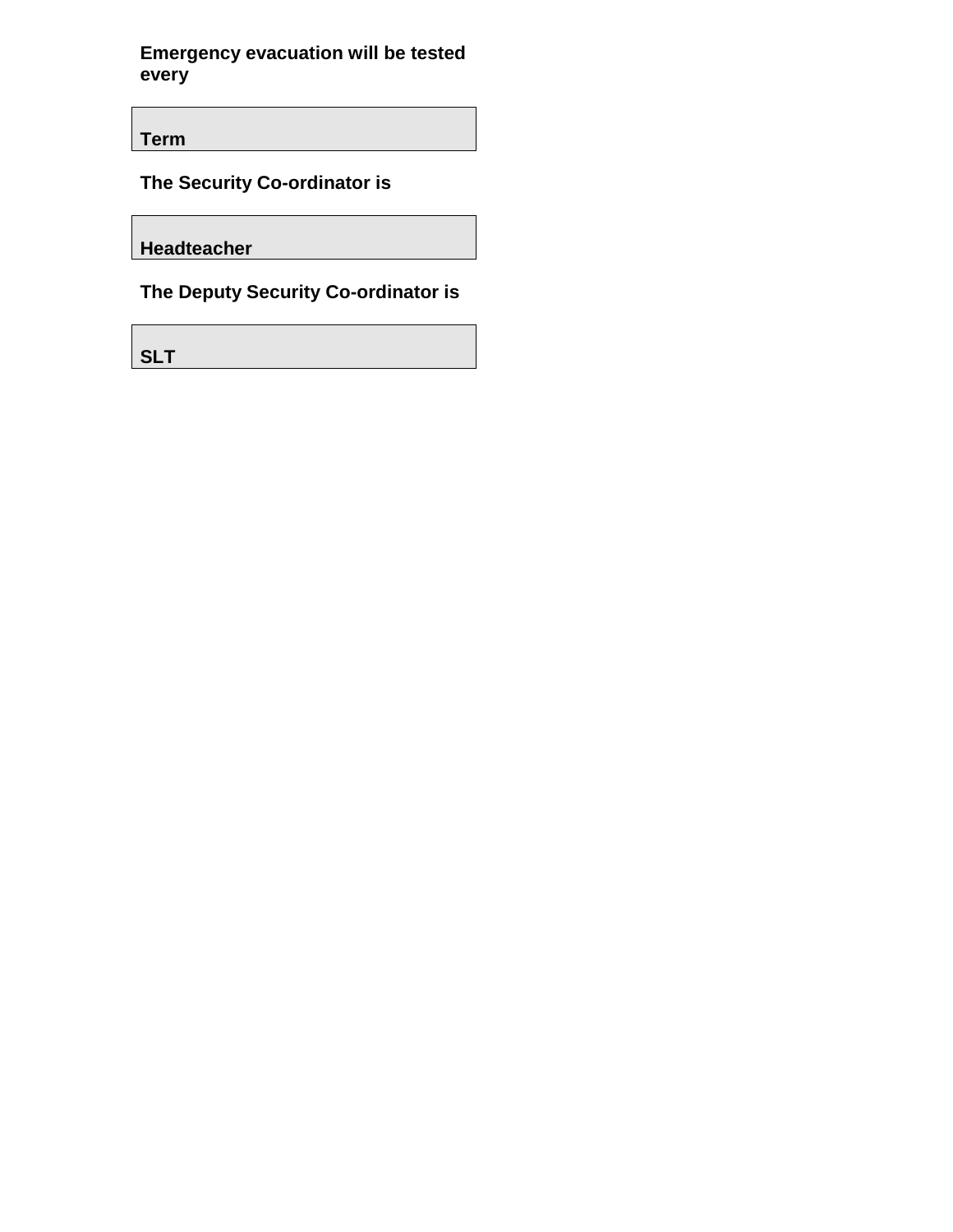**Emergency evacuation will be tested every**

| **Term** |
|---|

**The Security Co-ordinator is**

| **Headteacher** |
|---|

**The Deputy Security Co-ordinator is**

| **SLT** |
|---|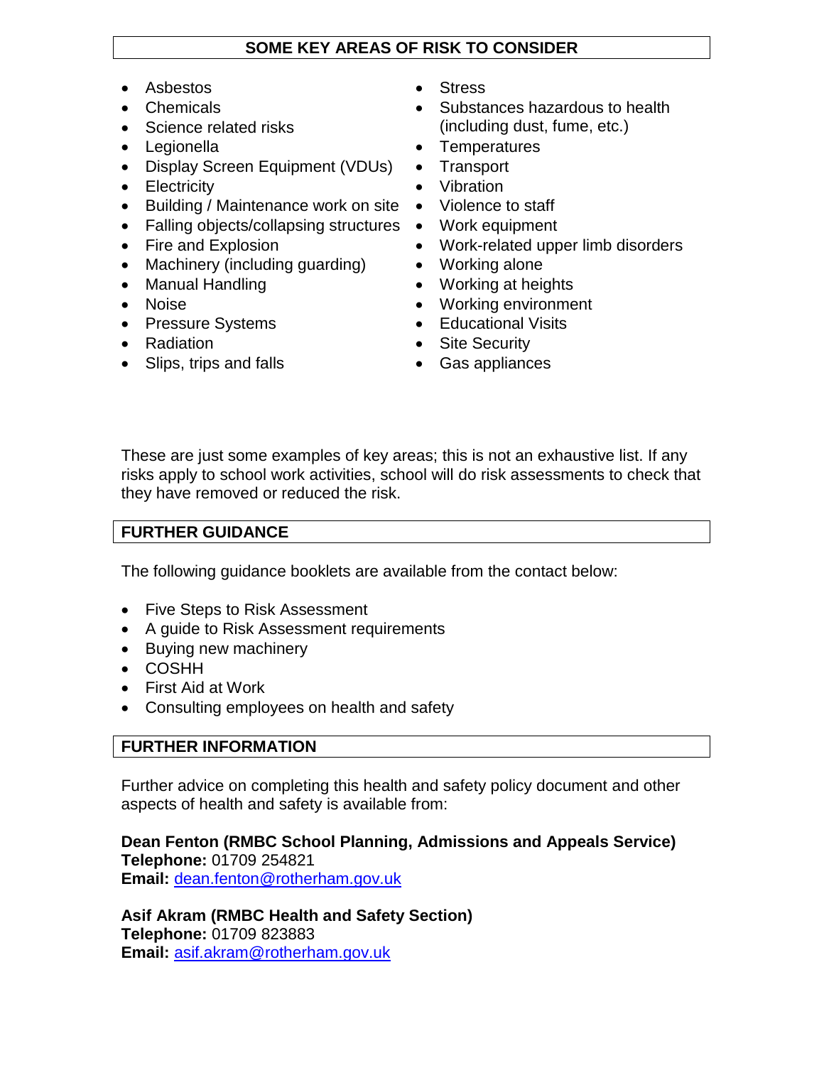## SOME KEY AREAS OF RISK TO CONSIDER

- Asbestos
- Chemicals
- Science related risks
- Legionella
- Display Screen Equipment (VDUs)
- Electricity
- Building / Maintenance work on site
- Falling objects/collapsing structures
- Fire and Explosion
- Machinery (including guarding)
- Manual Handling
- Noise
- Pressure Systems
- Radiation
- Slips, trips and falls
- Stress
- Substances hazardous to health (including dust, fume, etc.)
- Temperatures
- Transport
- Vibration
- Violence to staff
- Work equipment
- Work-related upper limb disorders
- Working alone
- Working at heights
- Working environment
- Educational Visits
- Site Security
- Gas appliances

These are just some examples of key areas; this is not an exhaustive list. If any risks apply to school work activities, school will do risk assessments to check that they have removed or reduced the risk.

## FURTHER GUIDANCE

The following guidance booklets are available from the contact below:

- Five Steps to Risk Assessment
- A guide to Risk Assessment requirements
- Buying new machinery
- COSHH
- First Aid at Work
- Consulting employees on health and safety

## FURTHER INFORMATION

Further advice on completing this health and safety policy document and other aspects of health and safety is available from:

**Dean Fenton (RMBC School Planning, Admissions and Appeals Service)**
**Telephone:** 01709 254821
**Email:** dean.fenton@rotherham.gov.uk

**Asif Akram (RMBC Health and Safety Section)**
**Telephone:** 01709 823883
**Email:** asif.akram@rotherham.gov.uk